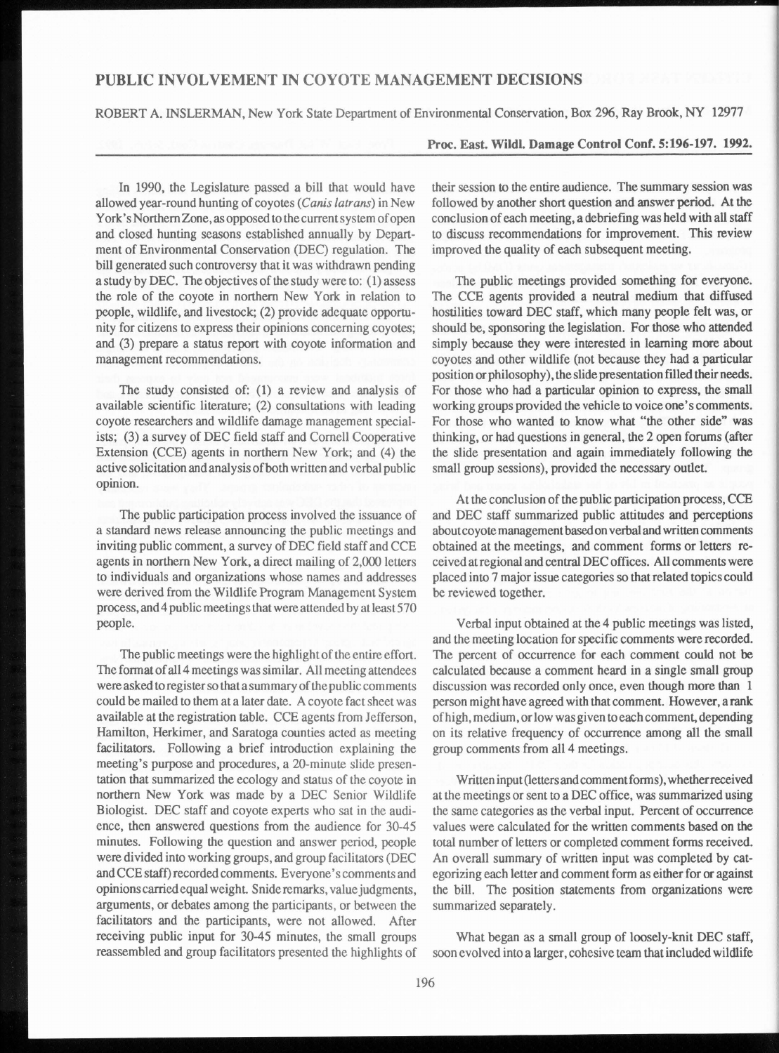# PUBLIC INVOLVEMENT IN COYOTE MANAGEMENT DECISIONS

ROBERT A. INSLERMAN, New York State Department of Environmental Conservation, Box 296, Ray Brook, NY 12977

**Proc. East. Wildl. Damage Control Conf. 5:196-197. 1992.**

In 1990, the Legislature passed a bill that would have allowed year-round hunting of coyotes (*Canis latrans*) in New York's Northern Zone, as opposed to the current system of open and closed hunting seasons established annually by Department of Environmental Conservation (DEC) regulation. The bill generated such controversy that it was withdrawn pending a study by DEC. The objectives of the study were to: (1) assess the role of the coyote in northern New York in relation to people, wildlife, and livestock; (2) provide adequate opportunity for citizens to express their opinions concerning coyotes; and (3) prepare a status report with coyote information and management recommendations.

The study consisted of: (1) a review and analysis of available scientific literature; (2) consultations with leading coyote researchers and wildlife damage management specialists; (3) a survey of DEC field staff and Cornell Cooperative Extension (CCE) agents in northern New York; and (4) the active solicitation and analysis of both written and verbal public opinion.

The public participation process involved the issuance of a standard news release announcing the public meetings and inviting public comment, a survey of DEC field staff and CCE agents in northern New York, a direct mailing of 2,000 letters to individuals and organizations whose names and addresses were derived from the Wildlife Program Management System process, and 4 public meetings that were attended by at least 570 people.

The public meetings were the highlight of the entire effort. The format of all 4 meetings was similar. All meeting attendees were asked to register so that a summary of the public comments could be mailed to them at a later date. A coyote fact sheet was available at the registration table. CCE agents from Jefferson, Hamilton, Herkimer, and Saratoga counties acted as meeting facilitators. Following a brief introduction explaining the meeting's purpose and procedures, a 20-minute slide presentation that summarized the ecology and status of the coyote in northern New York was made by a DEC Senior Wildlife Biologist. DEC staff and coyote experts who sat in the audience, then answered questions from the audience for 30-45 minutes. Following the question and answer period, people were divided into working groups, and group facilitators (DEC and CCE staff) recorded comments. Everyone's comments and opinions carried equal weight. Snide remarks, value judgments, arguments, or debates among the participants, or between the facilitators and the participants, were not allowed. After receiving public input for 30-45 minutes, the small groups reassembled and group facilitators presented the highlights of their session to the entire audience. The summary session was followed by another short question and answer period. At the conclusion of each meeting, a debriefing was held with all staff to discuss recommendations for improvement. This review improved the quality of each subsequent meeting.

The public meetings provided something for everyone. The CCE agents provided a neutral medium that diffused hostilities toward DEC staff, which many people felt was, or should be, sponsoring the legislation. For those who attended simply because they were interested in learning more about coyotes and other wildlife (not because they had a particular position or philosophy), the slide presentation filled their needs. For those who had a particular opinion to express, the small working groups provided the vehicle to voice one's comments. For those who wanted to know what "the other side" was thinking, or had questions in general, the 2 open forums (after the slide presentation and again immediately following the small group sessions), provided the necessary outlet.

At the conclusion of the public participation process, CCE and DEC staff summarized public attitudes and perceptions about coyote management based on verbal and written comments obtained at the meetings, and comment forms or letters received at regional and central DEC offices. All comments were placed into 7 major issue categories so that related topics could be reviewed together.

Verbal input obtained at the 4 public meetings was listed, and the meeting location for specific comments were recorded. The percent of occurrence for each comment could not be calculated because a comment heard in a single small group discussion was recorded only once, even though more than 1 person might have agreed with that comment. However, a rank of high, medium, or low was given to each comment, depending on its relative frequency of occurrence among all the small group comments from all 4 meetings.

Written input (letters and comment forms), whether received at the meetings or sent to a DEC office, was summarized using the same categories as the verbal input. Percent of occurrence values were calculated for the written comments based on the total number of letters or completed comment forms received. An overall summary of written input was completed by categorizing each letter and comment form as either for or against the bill. The position statements from organizations were summarized separately.

What began as a small group of loosely-knit DEC staff, soon evolved into a larger, cohesive team that included wildlife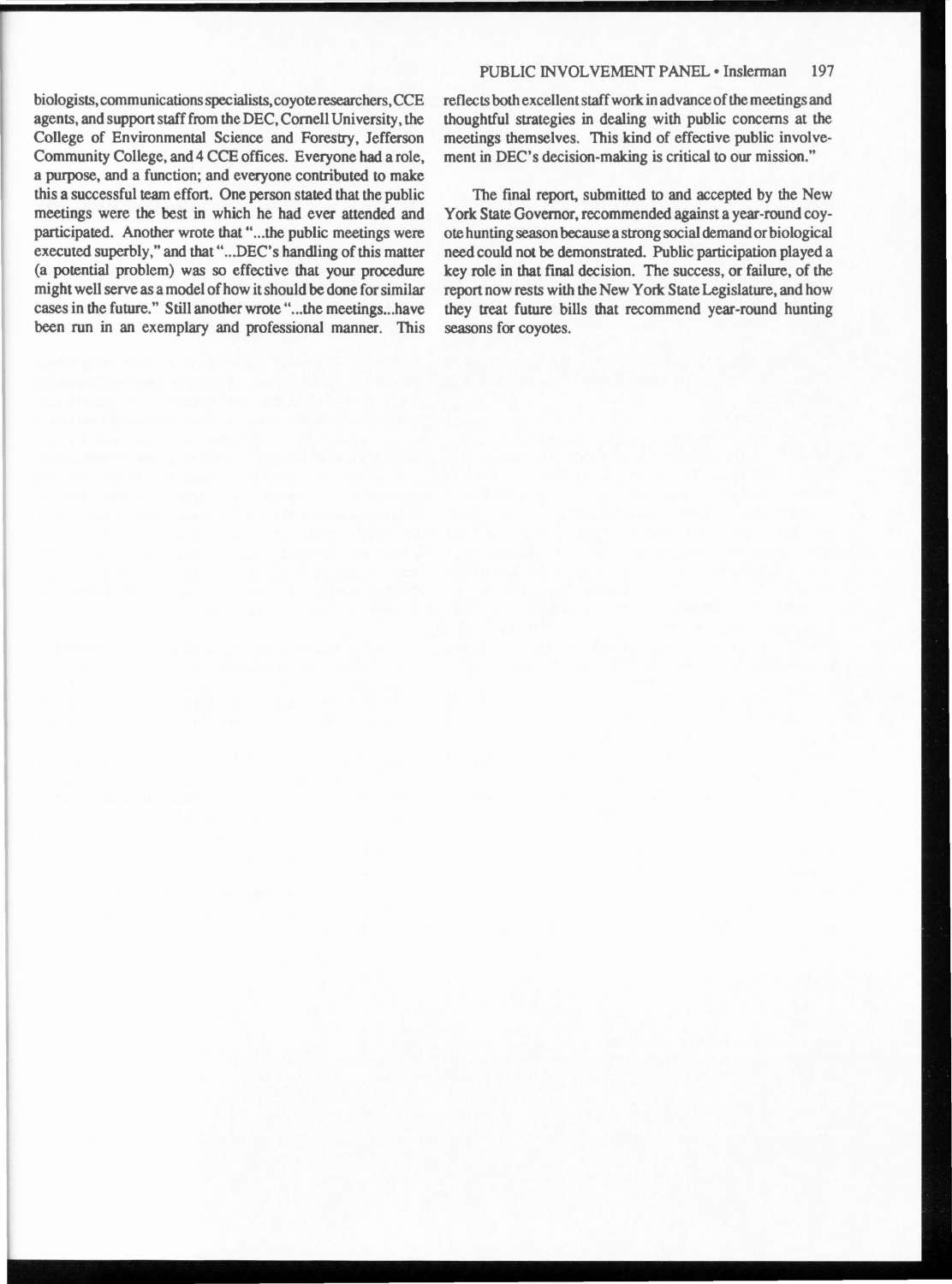biologists, communications specialists, coyote researchers, CCE agents, and support staff from the DEC, Cornell University, the College of Environmental Science and Forestry, Jefferson Community College, and 4 CCE offices. Everyone had a role, a purpose, and a function; and everyone contributed to make this a successful team effort. One person stated that the public meetings were the best in which he had ever attended and participated. Another wrote that "...the public meetings were executed superbly," and that "...DEC's handling of this matter (a potential problem) was so effective that your procedure might well serve as a model of how it should be done for similar cases in the future." Still another wrote "...the meetings...have been run in an exemplary and professional manner. This reflects both excellent staff work in advance of the meetings and thoughtful strategies in dealing with public concerns at the meetings themselves. This kind of effective public involvement in DEC's decision-making is critical to our mission."

The final report, submitted to and accepted by the New York State Governor, recommended against a year-round coyote hunting season because a strong social demand or biological need could not be demonstrated. Public participation played a key role in that final decision. The success, or failure, of the report now rests with the New York State Legislature, and how they treat future bills that recommend year-round hunting seasons for coyotes.